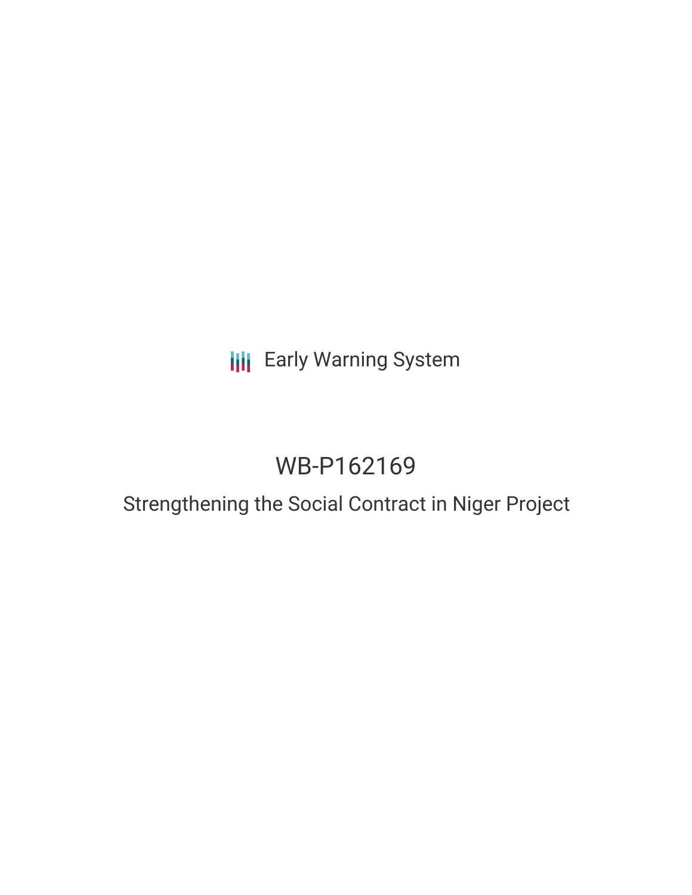Early Warning System

# WB-P162169

## Strengthening the Social Contract in Niger Project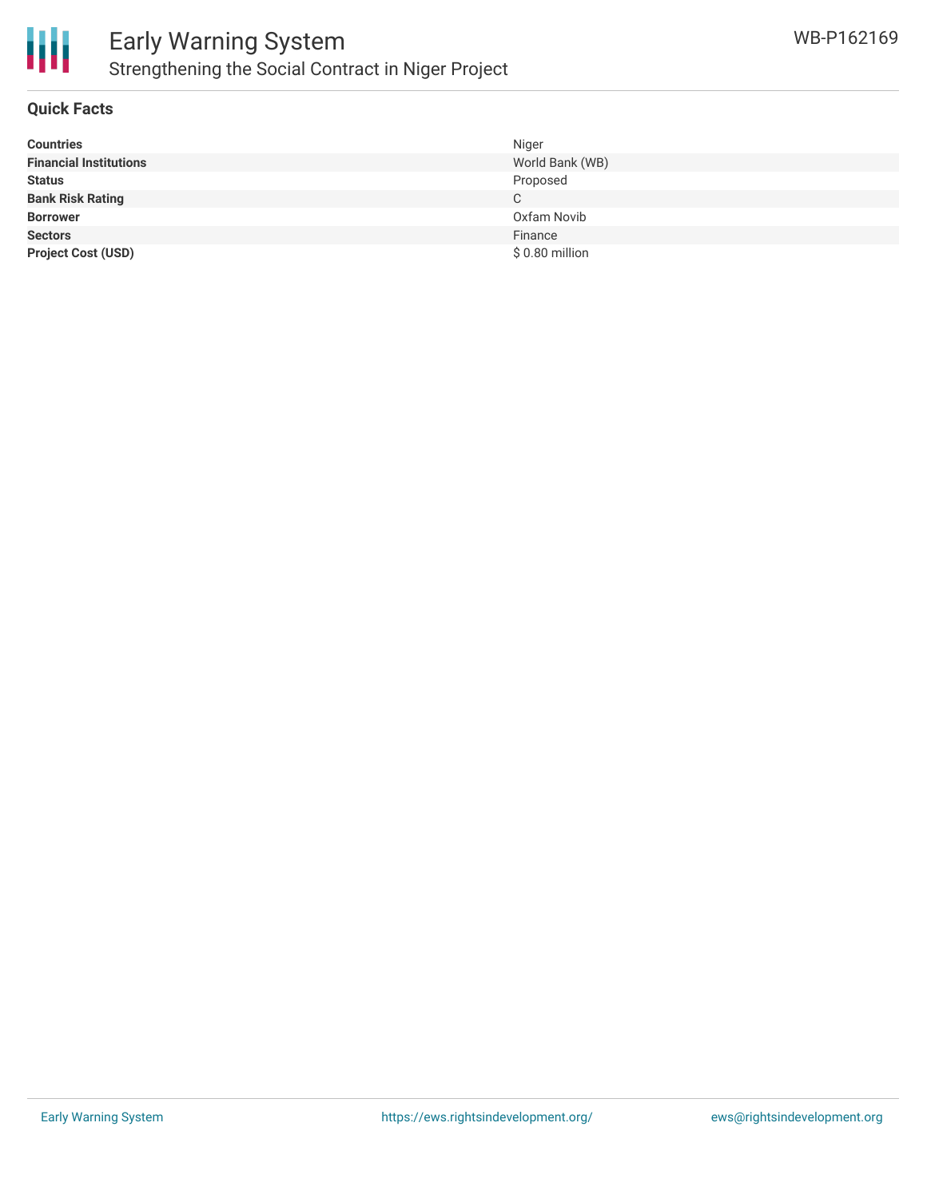## Quick Facts

| | |
|---|---|
| **Countries** | Niger |
| **Financial Institutions** | World Bank (WB) |
| **Status** | Proposed |
| **Bank Risk Rating** | C |
| **Borrower** | Oxfam Novib |
| **Sectors** | Finance |
| **Project Cost (USD)** | $ 0.80 million |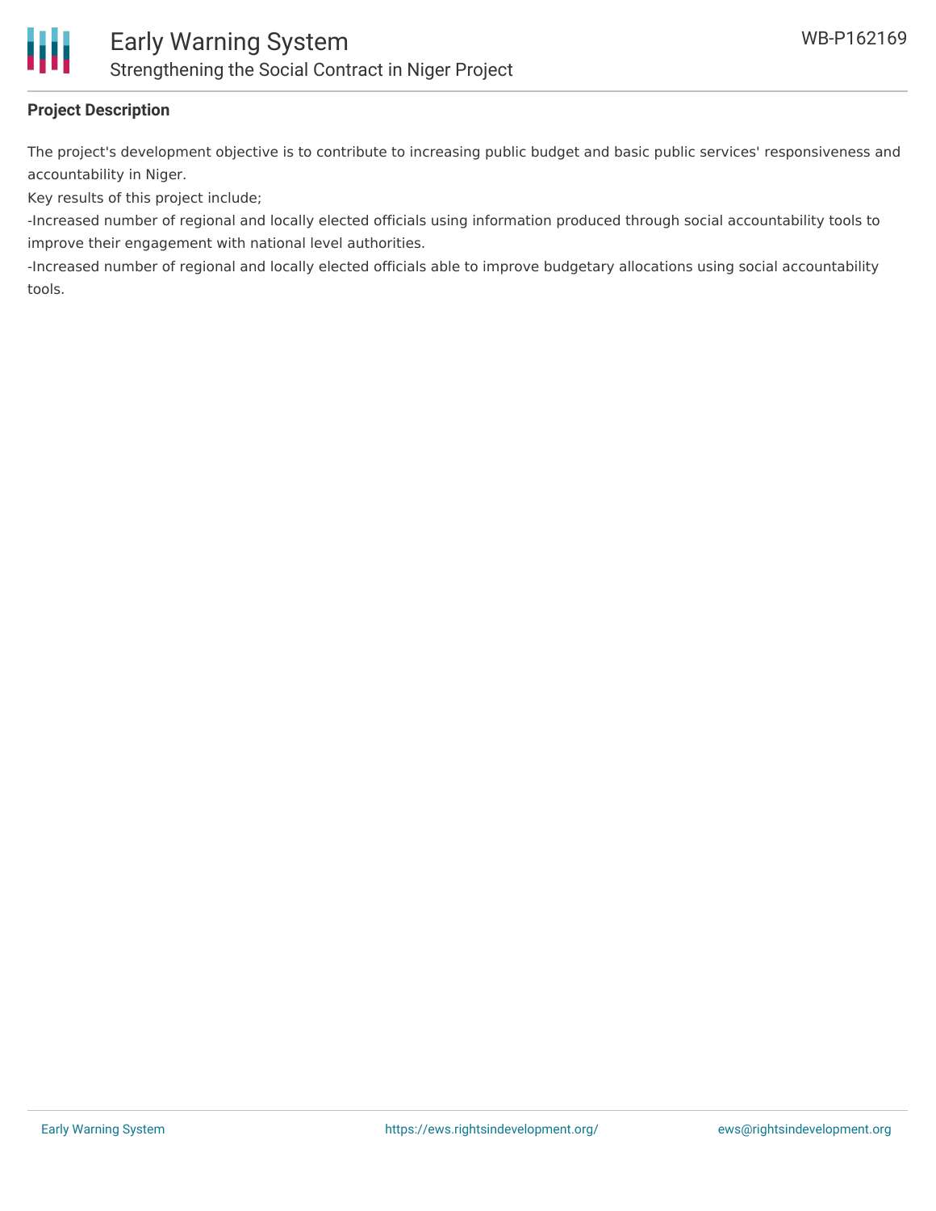**Project Description**

The project's development objective is to contribute to increasing public budget and basic public services' responsiveness and accountability in Niger.

Key results of this project include;

-Increased number of regional and locally elected officials using information produced through social accountability tools to improve their engagement with national level authorities.

-Increased number of regional and locally elected officials able to improve budgetary allocations using social accountability tools.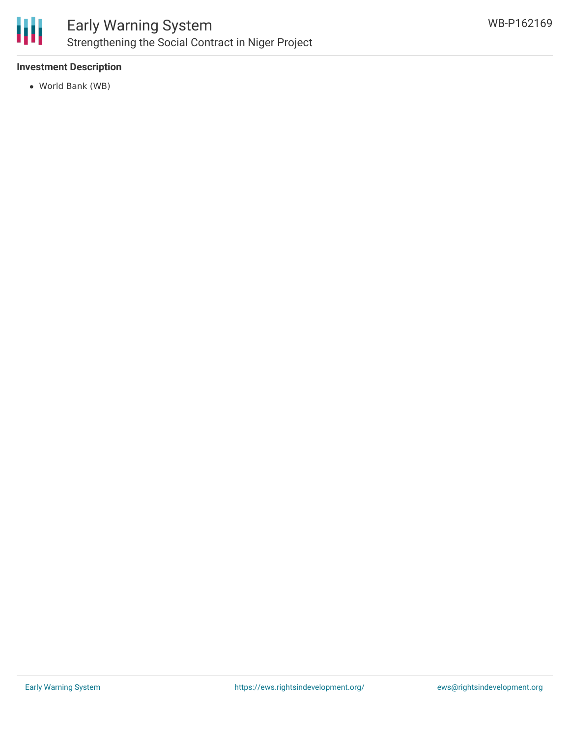**Investment Description**

- World Bank (WB)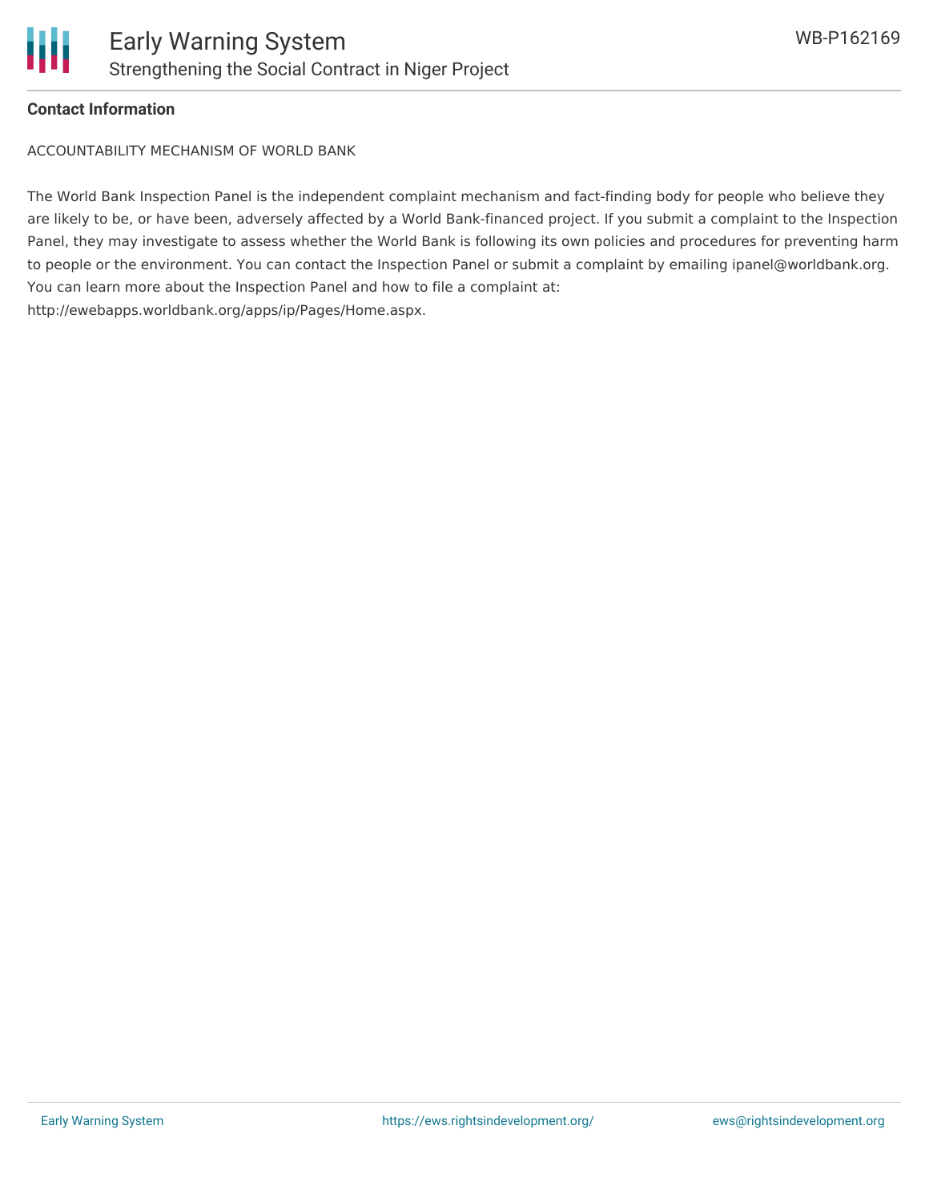**Contact Information**

ACCOUNTABILITY MECHANISM OF WORLD BANK

The World Bank Inspection Panel is the independent complaint mechanism and fact-finding body for people who believe they are likely to be, or have been, adversely affected by a World Bank-financed project. If you submit a complaint to the Inspection Panel, they may investigate to assess whether the World Bank is following its own policies and procedures for preventing harm to people or the environment. You can contact the Inspection Panel or submit a complaint by emailing ipanel@worldbank.org. You can learn more about the Inspection Panel and how to file a complaint at: http://ewebapps.worldbank.org/apps/ip/Pages/Home.aspx.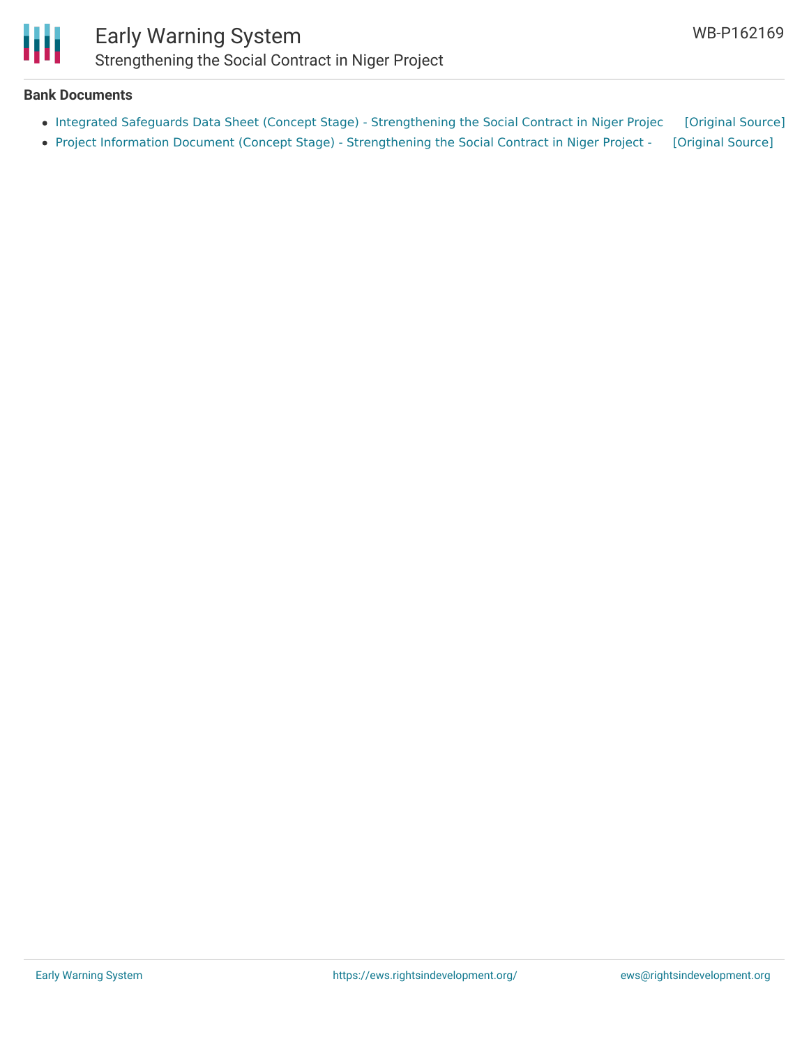## Bank Documents

- Integrated Safeguards Data Sheet (Concept Stage) - Strengthening the Social Contract in Niger Projec [Original Source]
- Project Information Document (Concept Stage) - Strengthening the Social Contract in Niger Project - [Original Source]